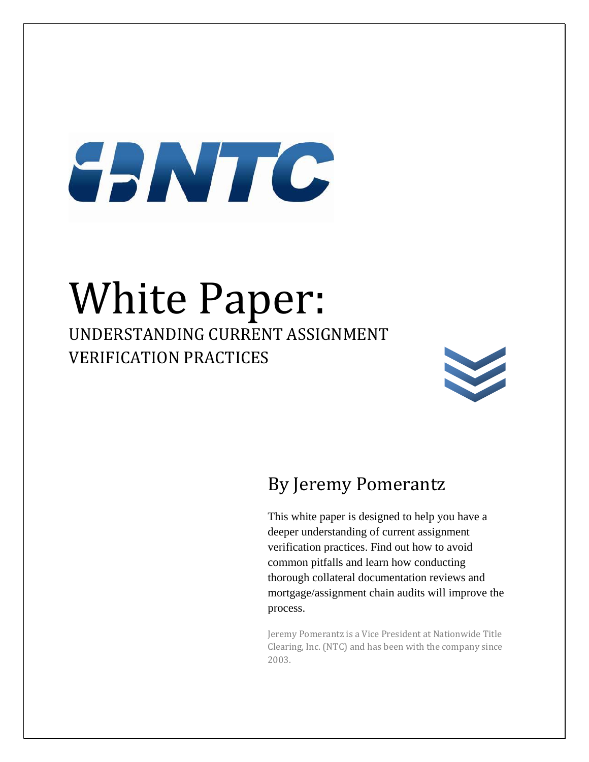# White Paper:

## UNDERSTANDING CURRENT ASSIGNMENT VERIFICATION PRACTICES

### By Jeremy Pomerantz

This white paper is designed to help you have a deeper understanding of current assignment verification practices. Find out how to avoid common pitfalls and learn how conducting thorough collateral documentation reviews and mortgage/assignment chain audits will improve the process.

Jeremy Pomerantz is a Vice President at Nationwide Title Clearing, Inc. (NTC) and has been with the company since 2003.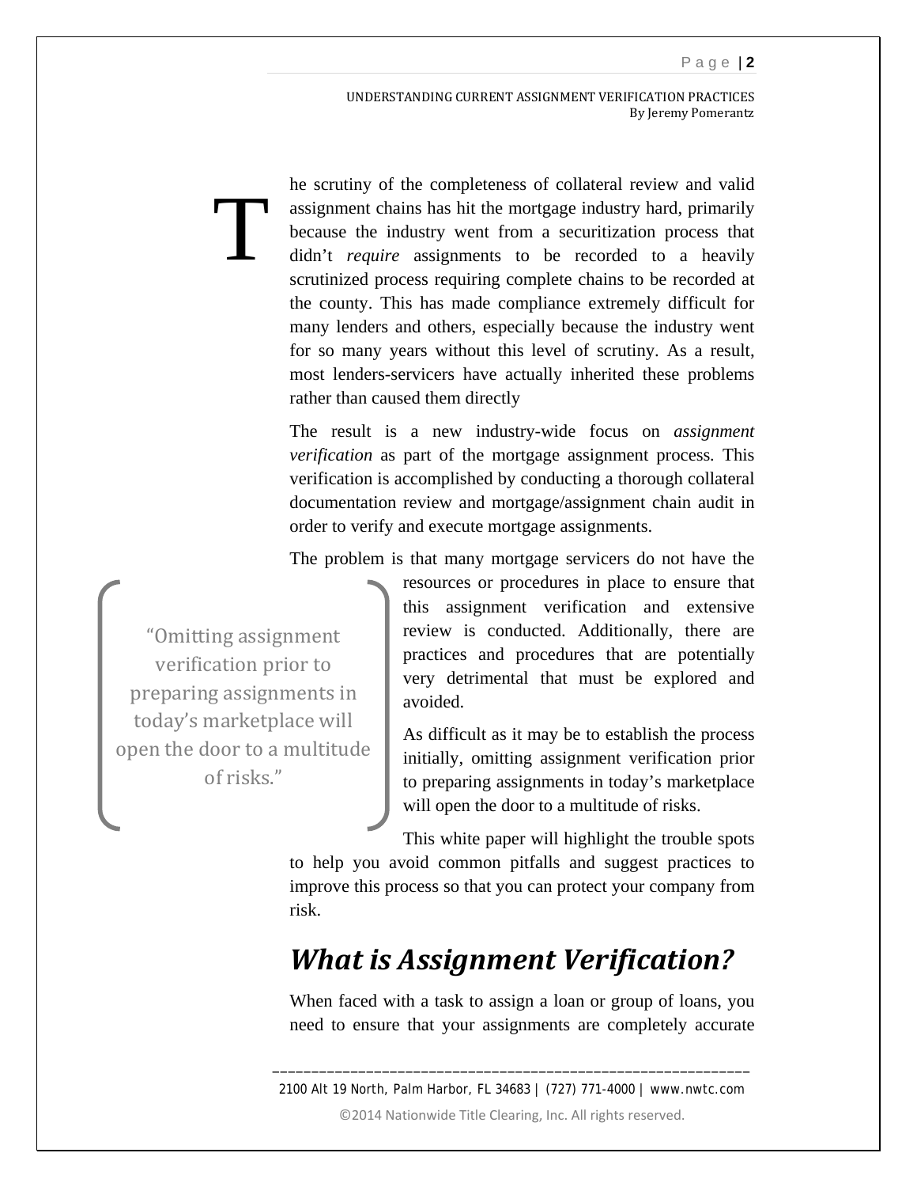The scrutiny of the completeness of collateral review and valid assignment chains has hit the mortgage industry hard, primarily because the industry went from a securitization process that didn't *require* assignments to be recorded to a heavily scrutinized process requiring complete chains to be recorded at the county. This has made compliance extremely difficult for many lenders and others, especially because the industry went for so many years without this level of scrutiny. As a result, most lenders-servicers have actually inherited these problems rather than caused them directly

The result is a new industry-wide focus on *assignment verification* as part of the mortgage assignment process. This verification is accomplished by conducting a thorough collateral documentation review and mortgage/assignment chain audit in order to verify and execute mortgage assignments.

The problem is that many mortgage servicers do not have the resources or procedures in place to ensure that this assignment verification and extensive review is conducted. Additionally, there are practices and procedures that are potentially very detrimental that must be explored and avoided.

> "Omitting assignment verification prior to preparing assignments in today's marketplace will open the door to a multitude of risks."

As difficult as it may be to establish the process initially, omitting assignment verification prior to preparing assignments in today's marketplace will open the door to a multitude of risks.

This white paper will highlight the trouble spots to help you avoid common pitfalls and suggest practices to improve this process so that you can protect your company from risk.

## *What is Assignment Verification?*

When faced with a task to assign a loan or group of loans, you need to ensure that your assignments are completely accurate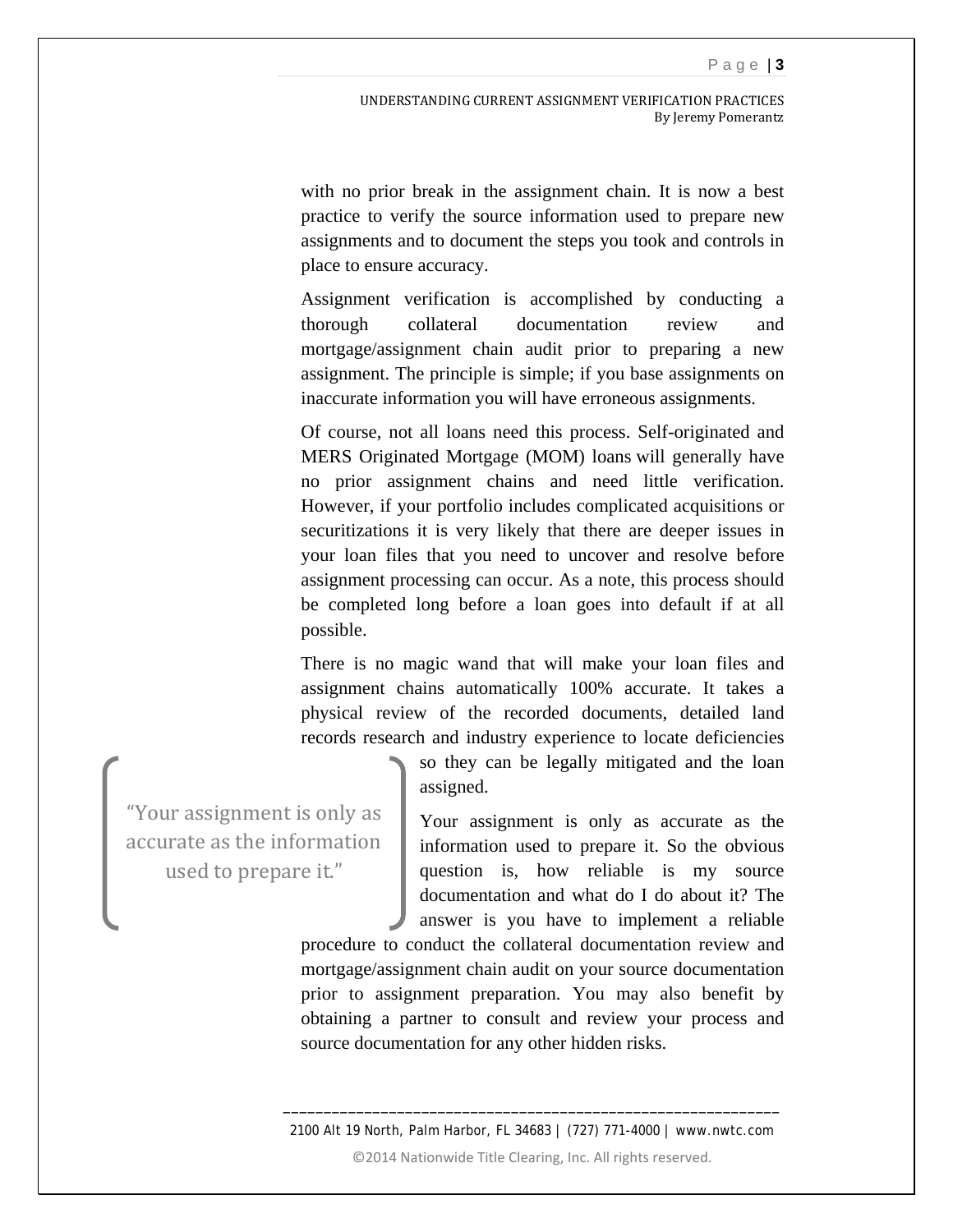with no prior break in the assignment chain. It is now a best practice to verify the source information used to prepare new assignments and to document the steps you took and controls in place to ensure accuracy.

Assignment verification is accomplished by conducting a thorough collateral documentation review and mortgage/assignment chain audit prior to preparing a new assignment. The principle is simple; if you base assignments on inaccurate information you will have erroneous assignments.

Of course, not all loans need this process. Self-originated and MERS Originated Mortgage (MOM) loans will generally have no prior assignment chains and need little verification. However, if your portfolio includes complicated acquisitions or securitizations it is very likely that there are deeper issues in your loan files that you need to uncover and resolve before assignment processing can occur. As a note, this process should be completed long before a loan goes into default if at all possible.

There is no magic wand that will make your loan files and assignment chains automatically 100% accurate. It takes a physical review of the recorded documents, detailed land records research and industry experience to locate deficiencies so they can be legally mitigated and the loan assigned.

> "Your assignment is only as accurate as the information used to prepare it."

Your assignment is only as accurate as the information used to prepare it. So the obvious question is, how reliable is my source documentation and what do I do about it? The answer is you have to implement a reliable procedure to conduct the collateral documentation review and mortgage/assignment chain audit on your source documentation prior to assignment preparation. You may also benefit by obtaining a partner to consult and review your process and source documentation for any other hidden risks.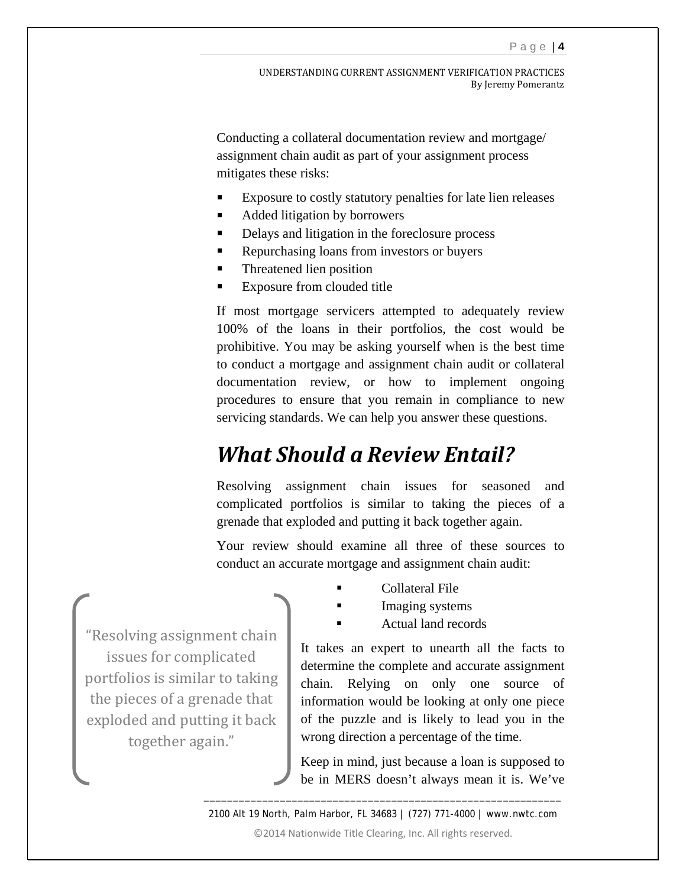Conducting a collateral documentation review and mortgage/ assignment chain audit as part of your assignment process mitigates these risks:

- Exposure to costly statutory penalties for late lien releases
- Added litigation by borrowers
- Delays and litigation in the foreclosure process
- Repurchasing loans from investors or buyers
- Threatened lien position
- Exposure from clouded title

If most mortgage servicers attempted to adequately review 100% of the loans in their portfolios, the cost would be prohibitive. You may be asking yourself when is the best time to conduct a mortgage and assignment chain audit or collateral documentation review, or how to implement ongoing procedures to ensure that you remain in compliance to new servicing standards. We can help you answer these questions.

## *What Should a Review Entail?*

Resolving assignment chain issues for seasoned and complicated portfolios is similar to taking the pieces of a grenade that exploded and putting it back together again.

Your review should examine all three of these sources to conduct an accurate mortgage and assignment chain audit:

- Collateral File
- Imaging systems
- Actual land records

> "Resolving assignment chain issues for complicated portfolios is similar to taking the pieces of a grenade that exploded and putting it back together again."

It takes an expert to unearth all the facts to determine the complete and accurate assignment chain. Relying on only one source of information would be looking at only one piece of the puzzle and is likely to lead you in the wrong direction a percentage of the time.

Keep in mind, just because a loan is supposed to be in MERS doesn't always mean it is. We've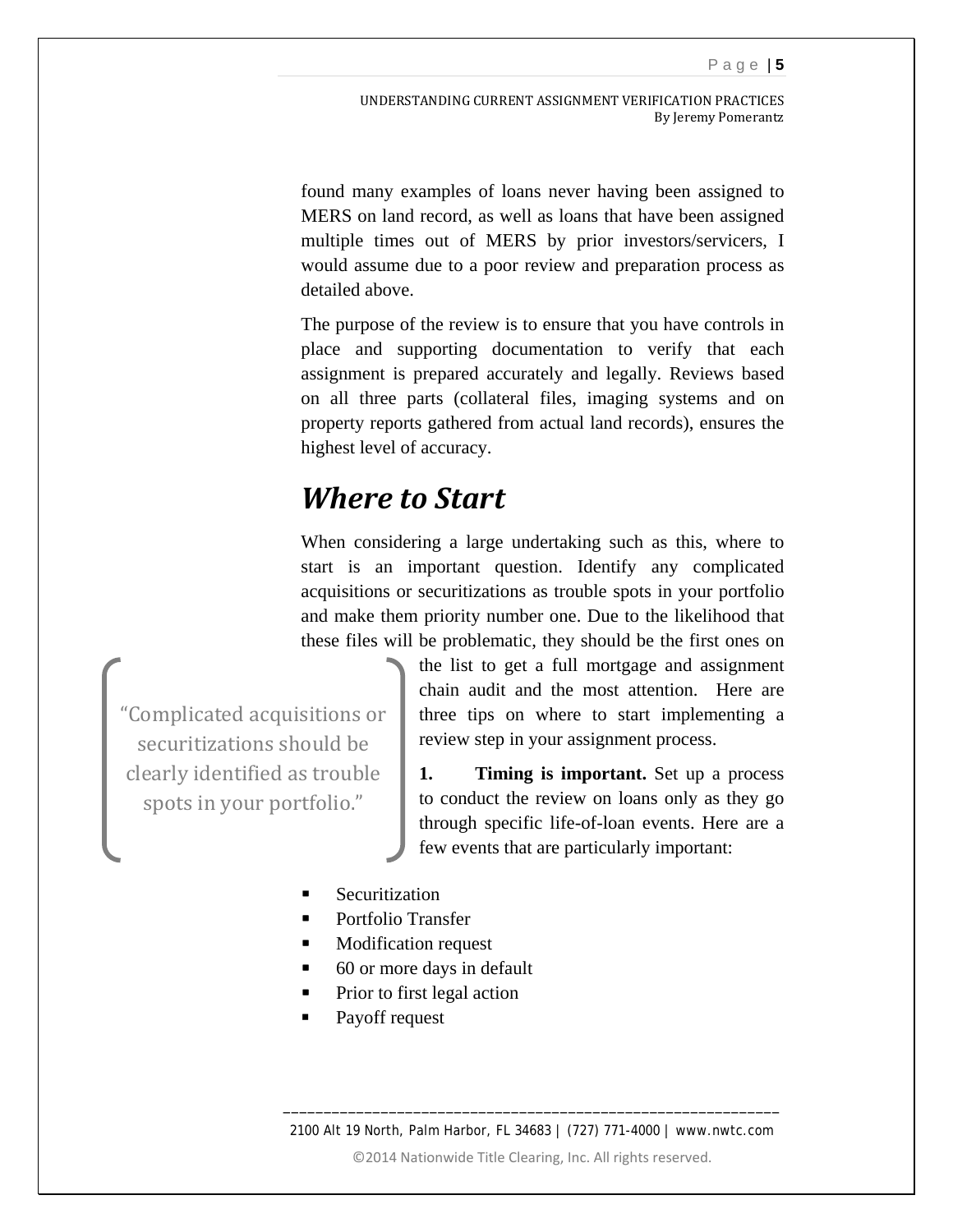found many examples of loans never having been assigned to MERS on land record, as well as loans that have been assigned multiple times out of MERS by prior investors/servicers, I would assume due to a poor review and preparation process as detailed above.

The purpose of the review is to ensure that you have controls in place and supporting documentation to verify that each assignment is prepared accurately and legally. Reviews based on all three parts (collateral files, imaging systems and on property reports gathered from actual land records), ensures the highest level of accuracy.

## *Where to Start*

When considering a large undertaking such as this, where to start is an important question. Identify any complicated acquisitions or securitizations as trouble spots in your portfolio and make them priority number one. Due to the likelihood that these files will be problematic, they should be the first ones on the list to get a full mortgage and assignment chain audit and the most attention. Here are three tips on where to start implementing a review step in your assignment process.

> "Complicated acquisitions or securitizations should be clearly identified as trouble spots in your portfolio."

1. **Timing is important.** Set up a process to conduct the review on loans only as they go through specific life-of-loan events. Here are a few events that are particularly important:

- Securitization
- Portfolio Transfer
- Modification request
- 60 or more days in default
- Prior to first legal action
- Payoff request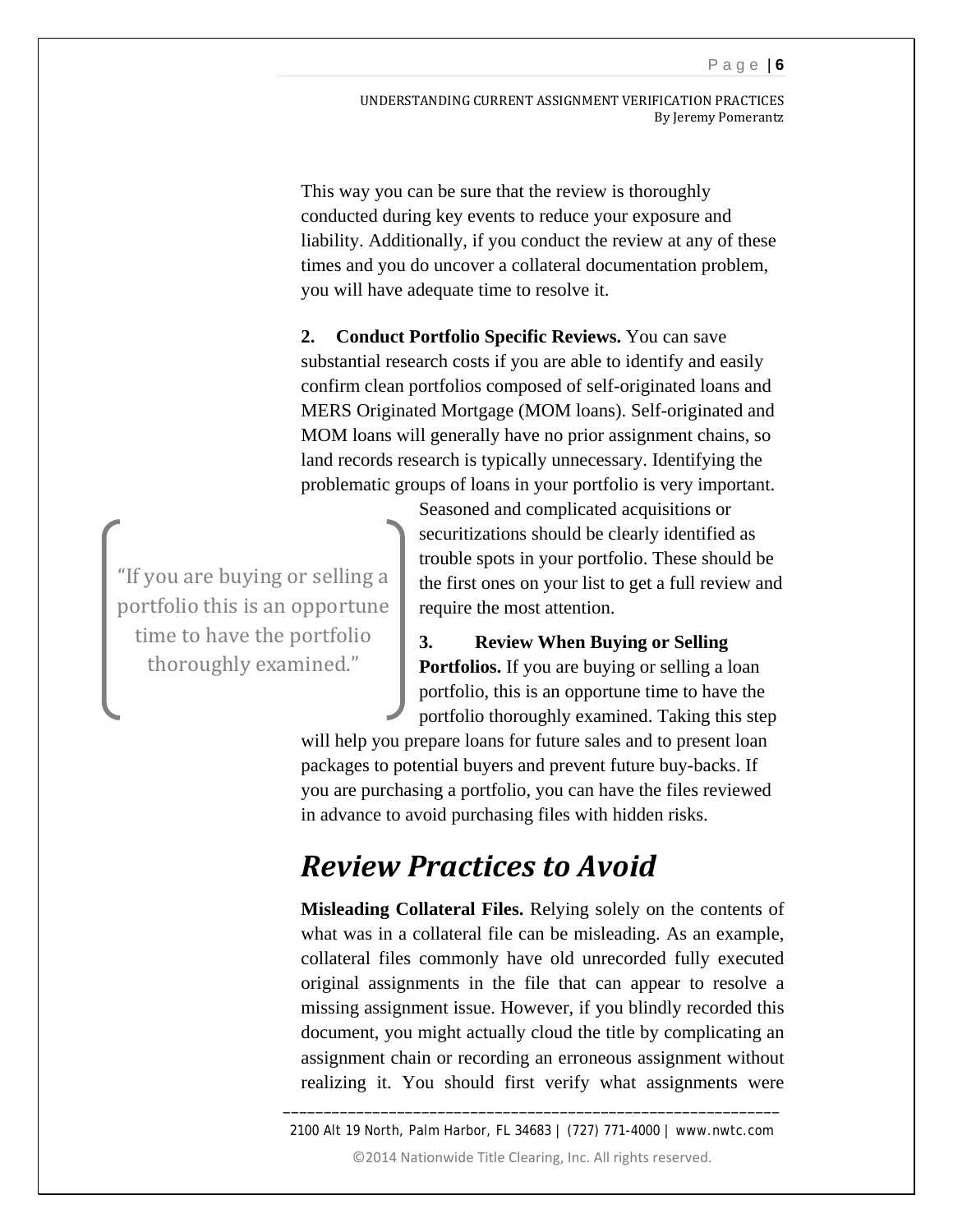This way you can be sure that the review is thoroughly conducted during key events to reduce your exposure and liability. Additionally, if you conduct the review at any of these times and you do uncover a collateral documentation problem, you will have adequate time to resolve it.

**2. Conduct Portfolio Specific Reviews.** You can save substantial research costs if you are able to identify and easily confirm clean portfolios composed of self-originated loans and MERS Originated Mortgage (MOM loans). Self-originated and MOM loans will generally have no prior assignment chains, so land records research is typically unnecessary. Identifying the problematic groups of loans in your portfolio is very important. Seasoned and complicated acquisitions or securitizations should be clearly identified as trouble spots in your portfolio. These should be the first ones on your list to get a full review and require the most attention.

> "If you are buying or selling a portfolio this is an opportune time to have the portfolio thoroughly examined."

**3. Review When Buying or Selling Portfolios.** If you are buying or selling a loan portfolio, this is an opportune time to have the portfolio thoroughly examined. Taking this step will help you prepare loans for future sales and to present loan packages to potential buyers and prevent future buy-backs. If you are purchasing a portfolio, you can have the files reviewed in advance to avoid purchasing files with hidden risks.

## *Review Practices to Avoid*

**Misleading Collateral Files.** Relying solely on the contents of what was in a collateral file can be misleading. As an example, collateral files commonly have old unrecorded fully executed original assignments in the file that can appear to resolve a missing assignment issue. However, if you blindly recorded this document, you might actually cloud the title by complicating an assignment chain or recording an erroneous assignment without realizing it. You should first verify what assignments were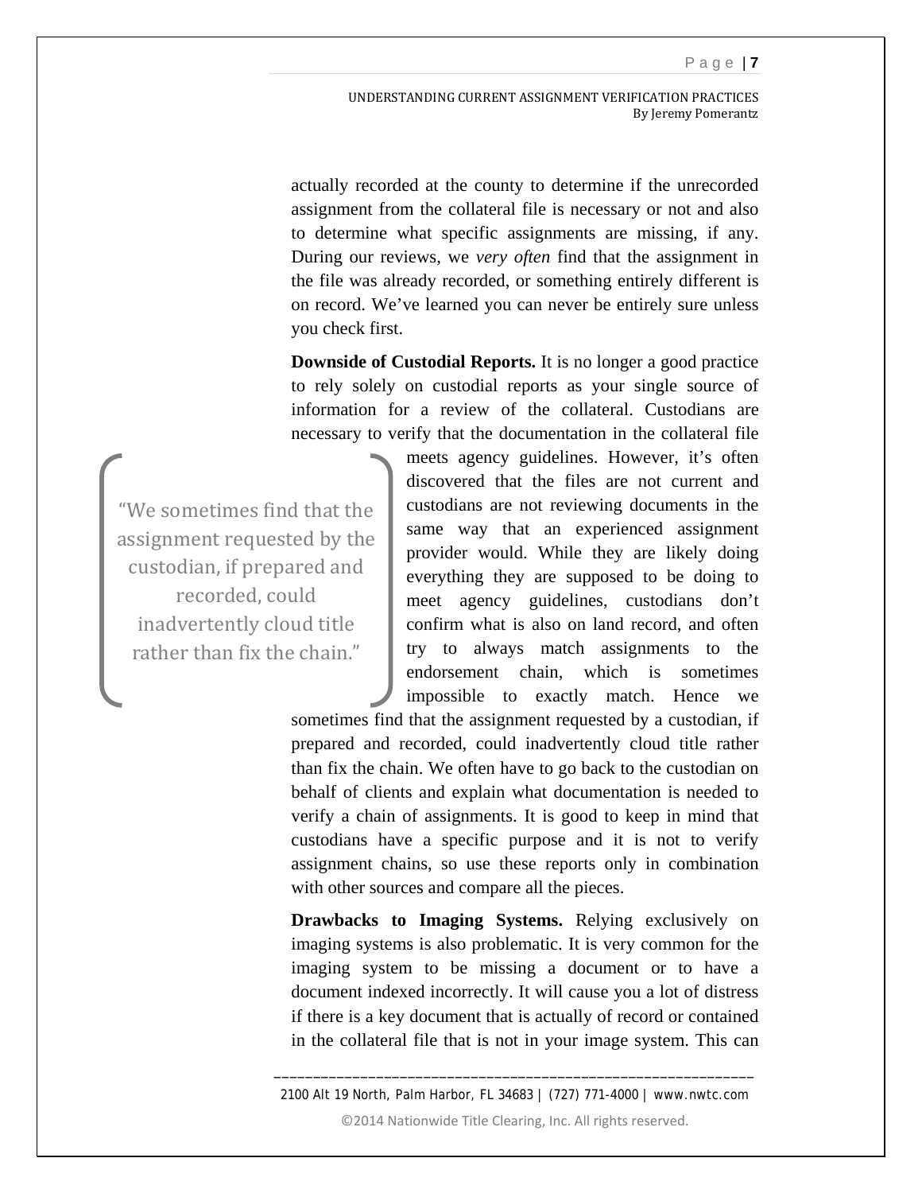actually recorded at the county to determine if the unrecorded assignment from the collateral file is necessary or not and also to determine what specific assignments are missing, if any. During our reviews, we *very often* find that the assignment in the file was already recorded, or something entirely different is on record. We've learned you can never be entirely sure unless you check first.

**Downside of Custodial Reports.** It is no longer a good practice to rely solely on custodial reports as your single source of information for a review of the collateral. Custodians are necessary to verify that the documentation in the collateral file meets agency guidelines. However, it's often discovered that the files are not current and custodians are not reviewing documents in the same way that an experienced assignment provider would. While they are likely doing everything they are supposed to be doing to meet agency guidelines, custodians don't confirm what is also on land record, and often try to always match assignments to the endorsement chain, which is sometimes impossible to exactly match. Hence we sometimes find that the assignment requested by a custodian, if prepared and recorded, could inadvertently cloud title rather than fix the chain. We often have to go back to the custodian on behalf of clients and explain what documentation is needed to verify a chain of assignments. It is good to keep in mind that custodians have a specific purpose and it is not to verify assignment chains, so use these reports only in combination with other sources and compare all the pieces.

> "We sometimes find that the assignment requested by the custodian, if prepared and recorded, could inadvertently cloud title rather than fix the chain."

**Drawbacks to Imaging Systems.** Relying exclusively on imaging systems is also problematic. It is very common for the imaging system to be missing a document or to have a document indexed incorrectly. It will cause you a lot of distress if there is a key document that is actually of record or contained in the collateral file that is not in your image system. This can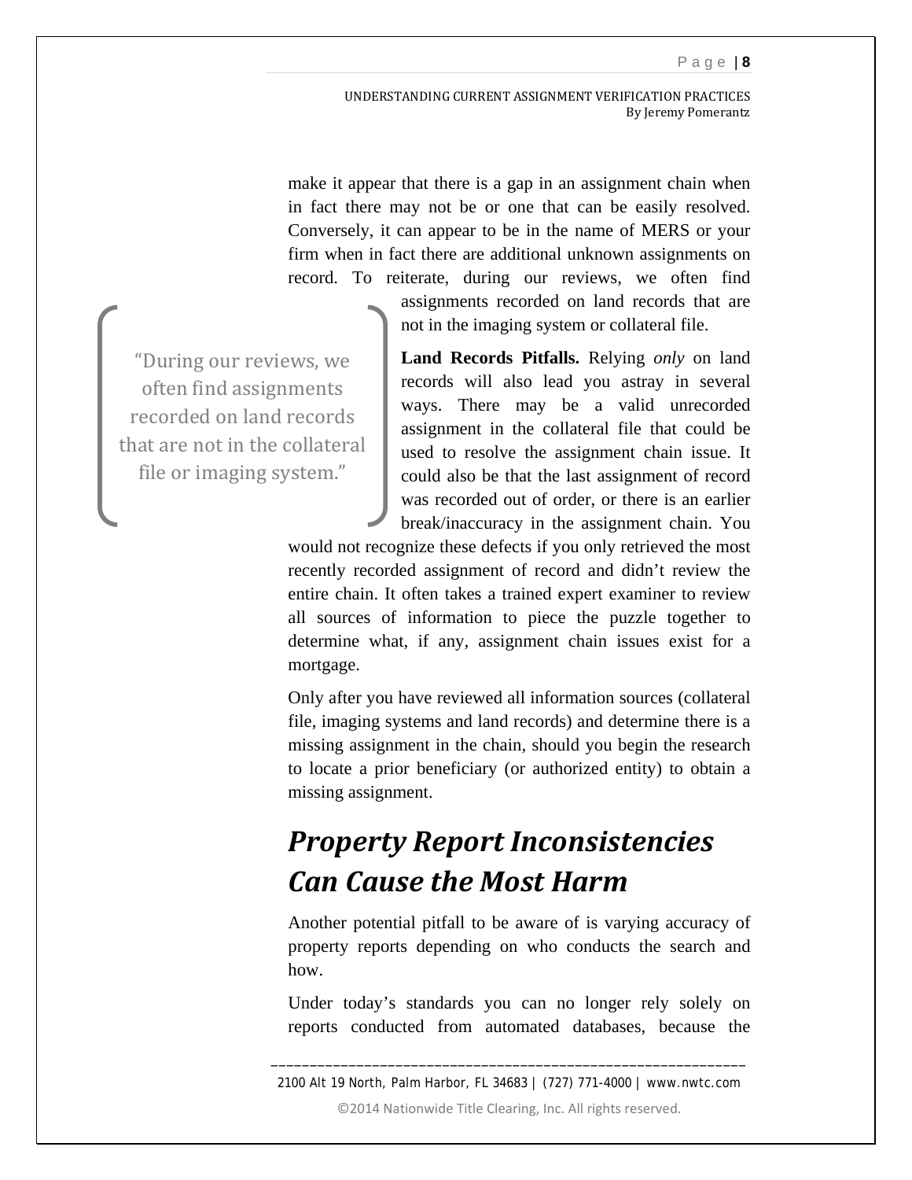make it appear that there is a gap in an assignment chain when in fact there may not be or one that can be easily resolved. Conversely, it can appear to be in the name of MERS or your firm when in fact there are additional unknown assignments on record. To reiterate, during our reviews, we often find assignments recorded on land records that are not in the imaging system or collateral file.

> "During our reviews, we often find assignments recorded on land records that are not in the collateral file or imaging system."

**Land Records Pitfalls.** Relying *only* on land records will also lead you astray in several ways. There may be a valid unrecorded assignment in the collateral file that could be used to resolve the assignment chain issue. It could also be that the last assignment of record was recorded out of order, or there is an earlier break/inaccuracy in the assignment chain. You would not recognize these defects if you only retrieved the most recently recorded assignment of record and didn't review the entire chain. It often takes a trained expert examiner to review all sources of information to piece the puzzle together to determine what, if any, assignment chain issues exist for a mortgage.

Only after you have reviewed all information sources (collateral file, imaging systems and land records) and determine there is a missing assignment in the chain, should you begin the research to locate a prior beneficiary (or authorized entity) to obtain a missing assignment.

## *Property Report Inconsistencies Can Cause the Most Harm*

Another potential pitfall to be aware of is varying accuracy of property reports depending on who conducts the search and how.

Under today's standards you can no longer rely solely on reports conducted from automated databases, because the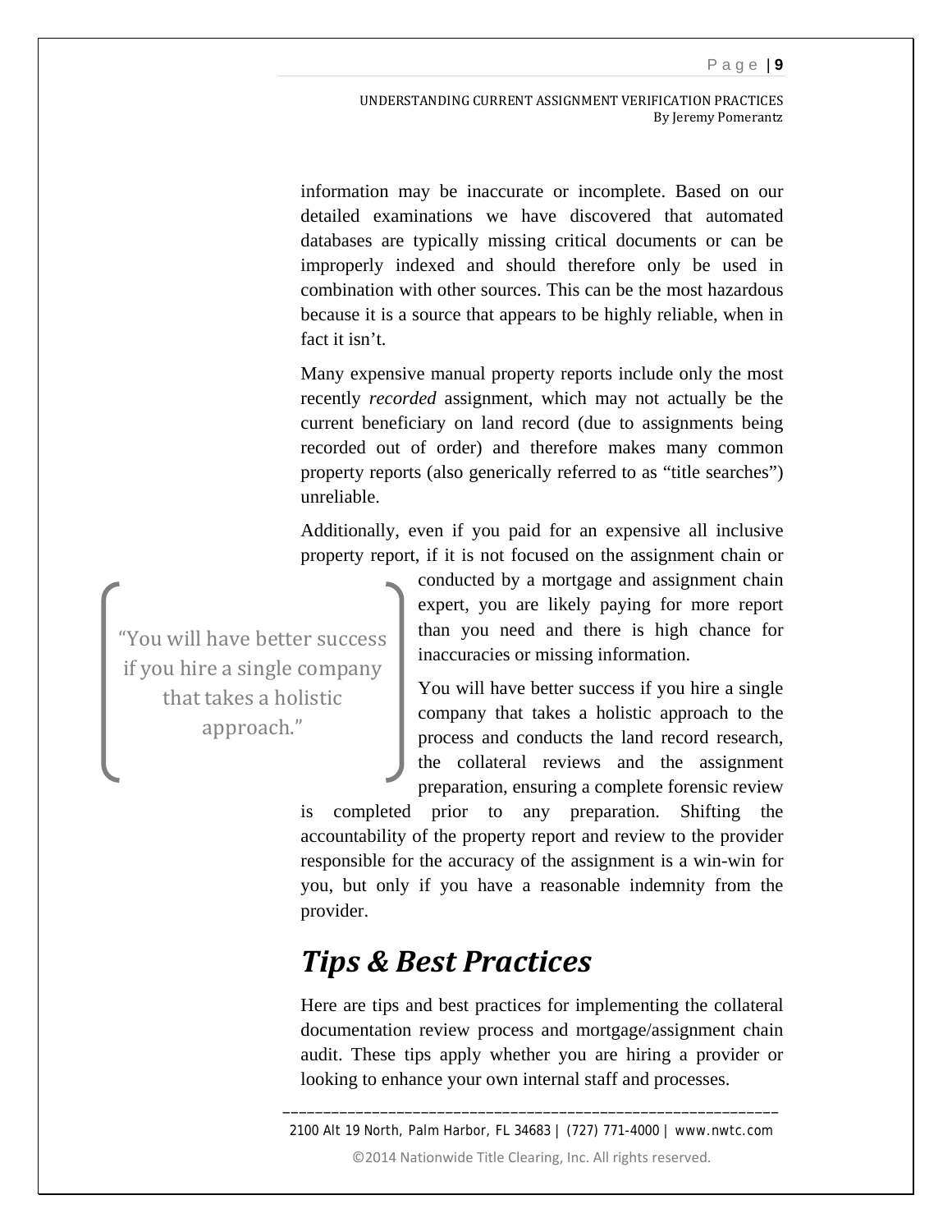information may be inaccurate or incomplete. Based on our detailed examinations we have discovered that automated databases are typically missing critical documents or can be improperly indexed and should therefore only be used in combination with other sources. This can be the most hazardous because it is a source that appears to be highly reliable, when in fact it isn't.

Many expensive manual property reports include only the most recently *recorded* assignment, which may not actually be the current beneficiary on land record (due to assignments being recorded out of order) and therefore makes many common property reports (also generically referred to as "title searches") unreliable.

Additionally, even if you paid for an expensive all inclusive property report, if it is not focused on the assignment chain or conducted by a mortgage and assignment chain expert, you are likely paying for more report than you need and there is high chance for inaccuracies or missing information.

> "You will have better success if you hire a single company that takes a holistic approach."

You will have better success if you hire a single company that takes a holistic approach to the process and conducts the land record research, the collateral reviews and the assignment preparation, ensuring a complete forensic review is completed prior to any preparation. Shifting the accountability of the property report and review to the provider responsible for the accuracy of the assignment is a win-win for you, but only if you have a reasonable indemnity from the provider.

## *Tips & Best Practices*

Here are tips and best practices for implementing the collateral documentation review process and mortgage/assignment chain audit. These tips apply whether you are hiring a provider or looking to enhance your own internal staff and processes.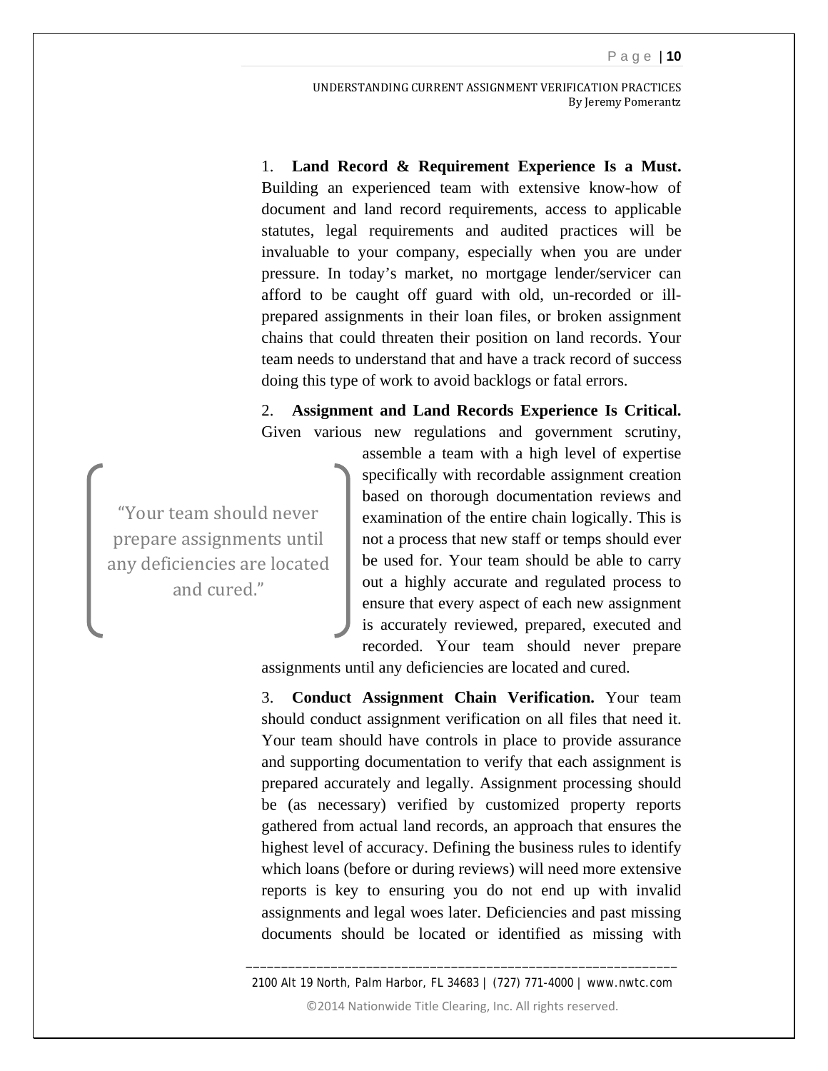1. **Land Record & Requirement Experience Is a Must.** Building an experienced team with extensive know-how of document and land record requirements, access to applicable statutes, legal requirements and audited practices will be invaluable to your company, especially when you are under pressure. In today's market, no mortgage lender/servicer can afford to be caught off guard with old, un-recorded or ill-prepared assignments in their loan files, or broken assignment chains that could threaten their position on land records. Your team needs to understand that and have a track record of success doing this type of work to avoid backlogs or fatal errors.

2. **Assignment and Land Records Experience Is Critical.** Given various new regulations and government scrutiny, assemble a team with a high level of expertise specifically with recordable assignment creation based on thorough documentation reviews and examination of the entire chain logically. This is not a process that new staff or temps should ever be used for. Your team should be able to carry out a highly accurate and regulated process to ensure that every aspect of each new assignment is accurately reviewed, prepared, executed and recorded. Your team should never prepare assignments until any deficiencies are located and cured.

> "Your team should never prepare assignments until any deficiencies are located and cured."

3. **Conduct Assignment Chain Verification.** Your team should conduct assignment verification on all files that need it. Your team should have controls in place to provide assurance and supporting documentation to verify that each assignment is prepared accurately and legally. Assignment processing should be (as necessary) verified by customized property reports gathered from actual land records, an approach that ensures the highest level of accuracy. Defining the business rules to identify which loans (before or during reviews) will need more extensive reports is key to ensuring you do not end up with invalid assignments and legal woes later. Deficiencies and past missing documents should be located or identified as missing with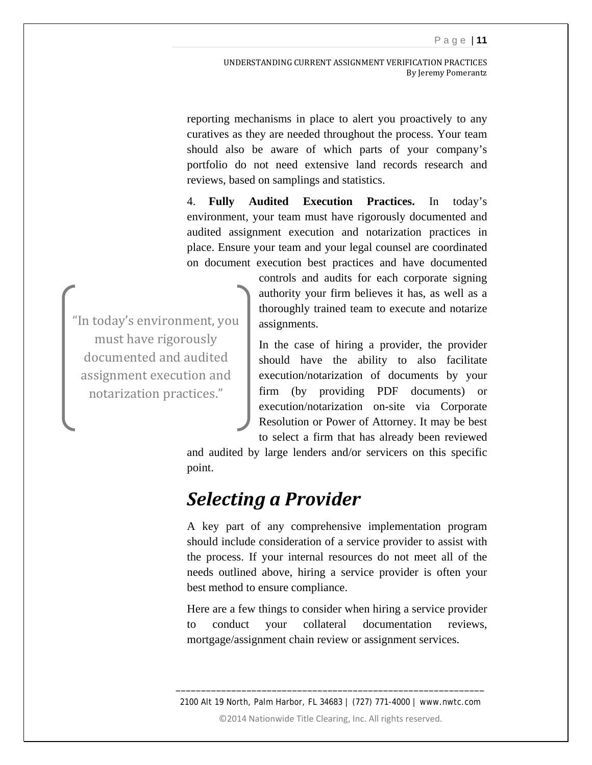reporting mechanisms in place to alert you proactively to any curatives as they are needed throughout the process. Your team should also be aware of which parts of your company's portfolio do not need extensive land records research and reviews, based on samplings and statistics.

4. **Fully Audited Execution Practices.** In today's environment, your team must have rigorously documented and audited assignment execution and notarization practices in place. Ensure your team and your legal counsel are coordinated on document execution best practices and have documented controls and audits for each corporate signing authority your firm believes it has, as well as a thoroughly trained team to execute and notarize assignments.

> "In today's environment, you must have rigorously documented and audited assignment execution and notarization practices."

In the case of hiring a provider, the provider should have the ability to also facilitate execution/notarization of documents by your firm (by providing PDF documents) or execution/notarization on-site via Corporate Resolution or Power of Attorney. It may be best to select a firm that has already been reviewed and audited by large lenders and/or servicers on this specific point.

## *Selecting a Provider*

A key part of any comprehensive implementation program should include consideration of a service provider to assist with the process. If your internal resources do not meet all of the needs outlined above, hiring a service provider is often your best method to ensure compliance.

Here are a few things to consider when hiring a service provider to conduct your collateral documentation reviews, mortgage/assignment chain review or assignment services.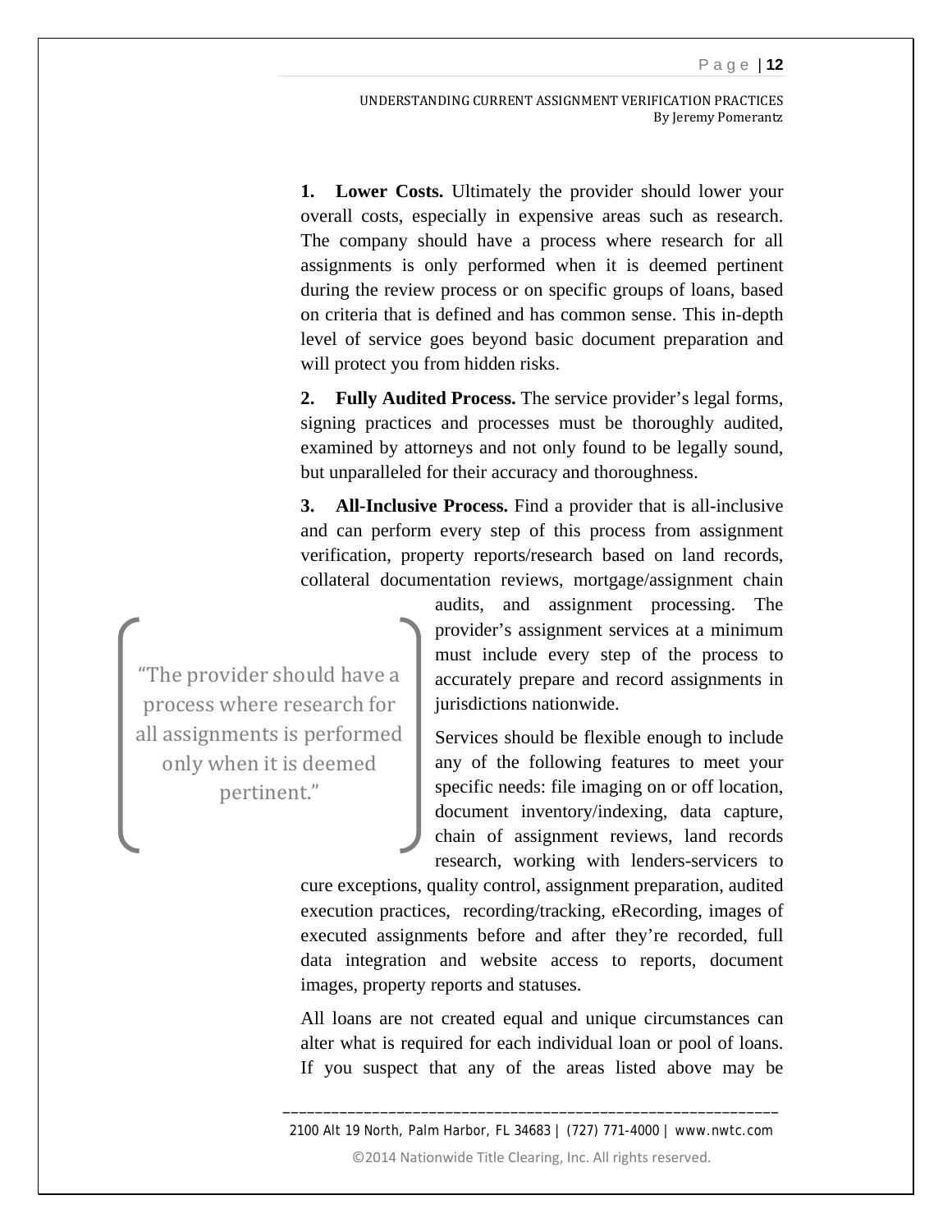**1. Lower Costs.** Ultimately the provider should lower your overall costs, especially in expensive areas such as research. The company should have a process where research for all assignments is only performed when it is deemed pertinent during the review process or on specific groups of loans, based on criteria that is defined and has common sense. This in-depth level of service goes beyond basic document preparation and will protect you from hidden risks.

**2. Fully Audited Process.** The service provider's legal forms, signing practices and processes must be thoroughly audited, examined by attorneys and not only found to be legally sound, but unparalleled for their accuracy and thoroughness.

**3. All-Inclusive Process.** Find a provider that is all-inclusive and can perform every step of this process from assignment verification, property reports/research based on land records, collateral documentation reviews, mortgage/assignment chain audits, and assignment processing. The provider's assignment services at a minimum must include every step of the process to accurately prepare and record assignments in jurisdictions nationwide.

> "The provider should have a process where research for all assignments is performed only when it is deemed pertinent."

Services should be flexible enough to include any of the following features to meet your specific needs: file imaging on or off location, document inventory/indexing, data capture, chain of assignment reviews, land records research, working with lenders-servicers to cure exceptions, quality control, assignment preparation, audited execution practices, recording/tracking, eRecording, images of executed assignments before and after they're recorded, full data integration and website access to reports, document images, property reports and statuses.

All loans are not created equal and unique circumstances can alter what is required for each individual loan or pool of loans. If you suspect that any of the areas listed above may be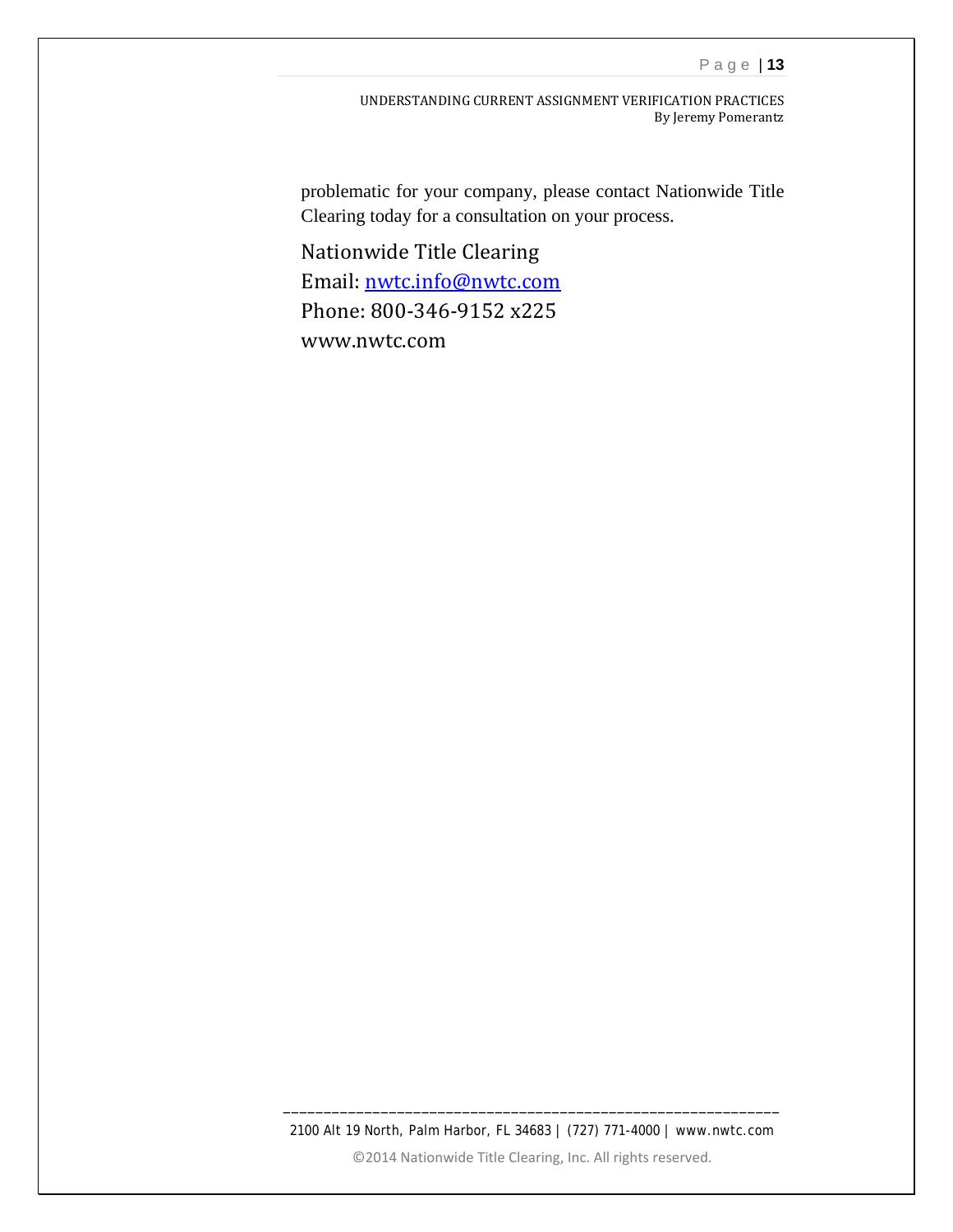problematic for your company, please contact Nationwide Title Clearing today for a consultation on your process.

Nationwide Title Clearing
Email: [nwtc.info@nwtc.com](mailto:nwtc.info@nwtc.com)
Phone: 800-346-9152 x225
www.nwtc.com